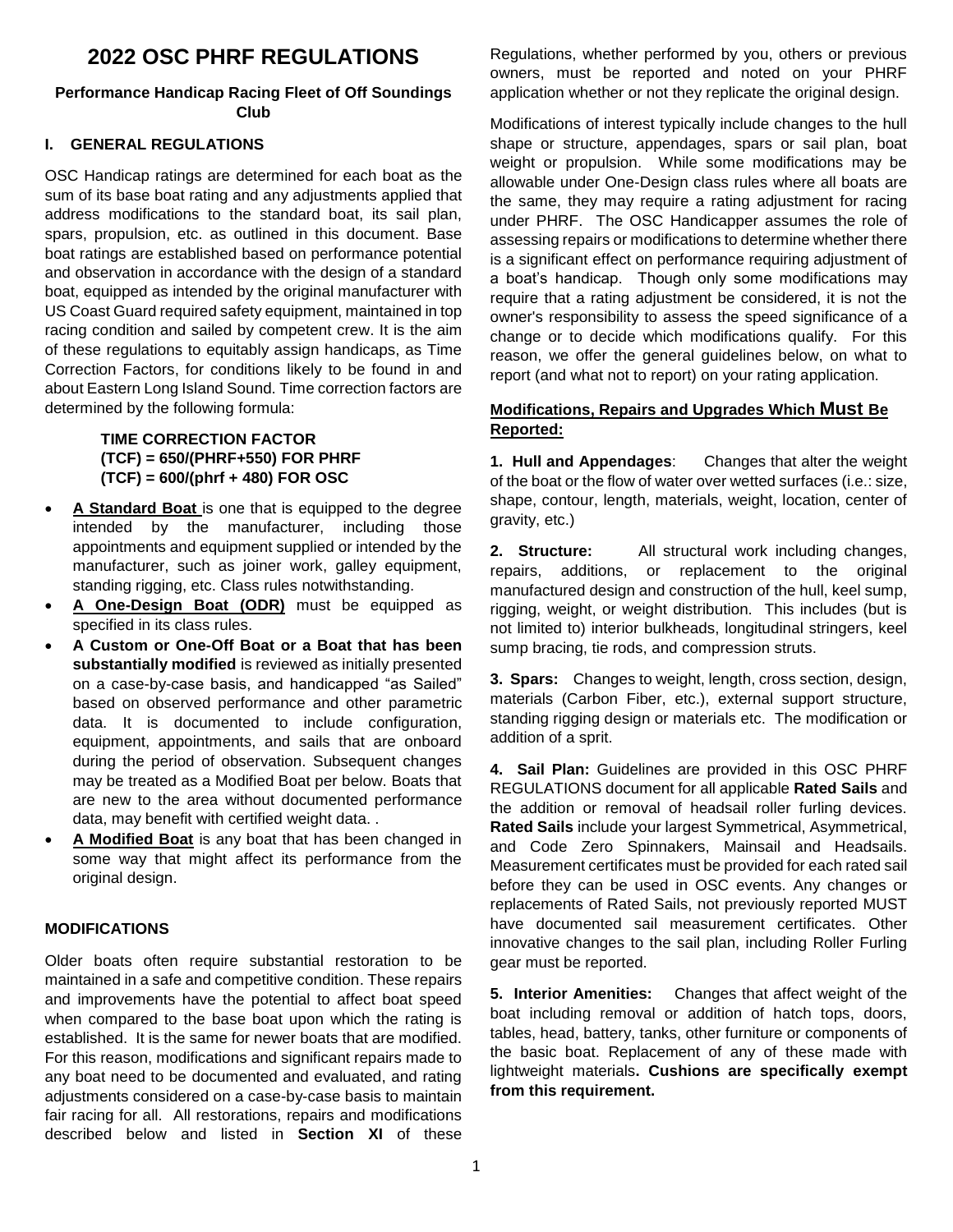# 2022 OSC PHRF REGULATIONS

**Performance Handicap Racing Fleet of Off Soundings Club**

## I. GENERAL REGULATIONS

OSC Handicap ratings are determined for each boat as the sum of its base boat rating and any adjustments applied that address modifications to the standard boat, its sail plan, spars, propulsion, etc. as outlined in this document. Base boat ratings are established based on performance potential and observation in accordance with the design of a standard boat, equipped as intended by the original manufacturer with US Coast Guard required safety equipment, maintained in top racing condition and sailed by competent crew. It is the aim of these regulations to equitably assign handicaps, as Time Correction Factors, for conditions likely to be found in and about Eastern Long Island Sound. Time correction factors are determined by the following formula:

**TIME CORRECTION FACTOR**
**(TCF) = 650/(PHRF+550) FOR PHRF**
**(TCF) = 600/(phrf + 480) FOR OSC**

- **A Standard Boat** is one that is equipped to the degree intended by the manufacturer, including those appointments and equipment supplied or intended by the manufacturer, such as joiner work, galley equipment, standing rigging, etc. Class rules notwithstanding.
- **A One-Design Boat (ODR)** must be equipped as specified in its class rules.
- **A Custom or One-Off Boat or a Boat that has been substantially modified** is reviewed as initially presented on a case-by-case basis, and handicapped "as Sailed" based on observed performance and other parametric data. It is documented to include configuration, equipment, appointments, and sails that are onboard during the period of observation. Subsequent changes may be treated as a Modified Boat per below. Boats that are new to the area without documented performance data, may benefit with certified weight data. .
- **A Modified Boat** is any boat that has been changed in some way that might affect its performance from the original design.

### MODIFICATIONS

Older boats often require substantial restoration to be maintained in a safe and competitive condition. These repairs and improvements have the potential to affect boat speed when compared to the base boat upon which the rating is established. It is the same for newer boats that are modified. For this reason, modifications and significant repairs made to any boat need to be documented and evaluated, and rating adjustments considered on a case-by-case basis to maintain fair racing for all. All restorations, repairs and modifications described below and listed in **Section XI** of these Regulations, whether performed by you, others or previous owners, must be reported and noted on your PHRF application whether or not they replicate the original design.

Modifications of interest typically include changes to the hull shape or structure, appendages, spars or sail plan, boat weight or propulsion. While some modifications may be allowable under One-Design class rules where all boats are the same, they may require a rating adjustment for racing under PHRF. The OSC Handicapper assumes the role of assessing repairs or modifications to determine whether there is a significant effect on performance requiring adjustment of a boat's handicap. Though only some modifications may require that a rating adjustment be considered, it is not the owner's responsibility to assess the speed significance of a change or to decide which modifications qualify. For this reason, we offer the general guidelines below, on what to report (and what not to report) on your rating application.

### Modifications, Repairs and Upgrades Which Must Be Reported:

**1. Hull and Appendages**: Changes that alter the weight of the boat or the flow of water over wetted surfaces (i.e.: size, shape, contour, length, materials, weight, location, center of gravity, etc.)

**2. Structure:** All structural work including changes, repairs, additions, or replacement to the original manufactured design and construction of the hull, keel sump, rigging, weight, or weight distribution. This includes (but is not limited to) interior bulkheads, longitudinal stringers, keel sump bracing, tie rods, and compression struts.

**3. Spars:** Changes to weight, length, cross section, design, materials (Carbon Fiber, etc.), external support structure, standing rigging design or materials etc. The modification or addition of a sprit.

**4. Sail Plan:** Guidelines are provided in this OSC PHRF REGULATIONS document for all applicable **Rated Sails** and the addition or removal of headsail roller furling devices. **Rated Sails** include your largest Symmetrical, Asymmetrical, and Code Zero Spinnakers, Mainsail and Headsails. Measurement certificates must be provided for each rated sail before they can be used in OSC events. Any changes or replacements of Rated Sails, not previously reported MUST have documented sail measurement certificates. Other innovative changes to the sail plan, including Roller Furling gear must be reported.

**5. Interior Amenities:** Changes that affect weight of the boat including removal or addition of hatch tops, doors, tables, head, battery, tanks, other furniture or components of the basic boat. Replacement of any of these made with lightweight materials**. Cushions are specifically exempt from this requirement.**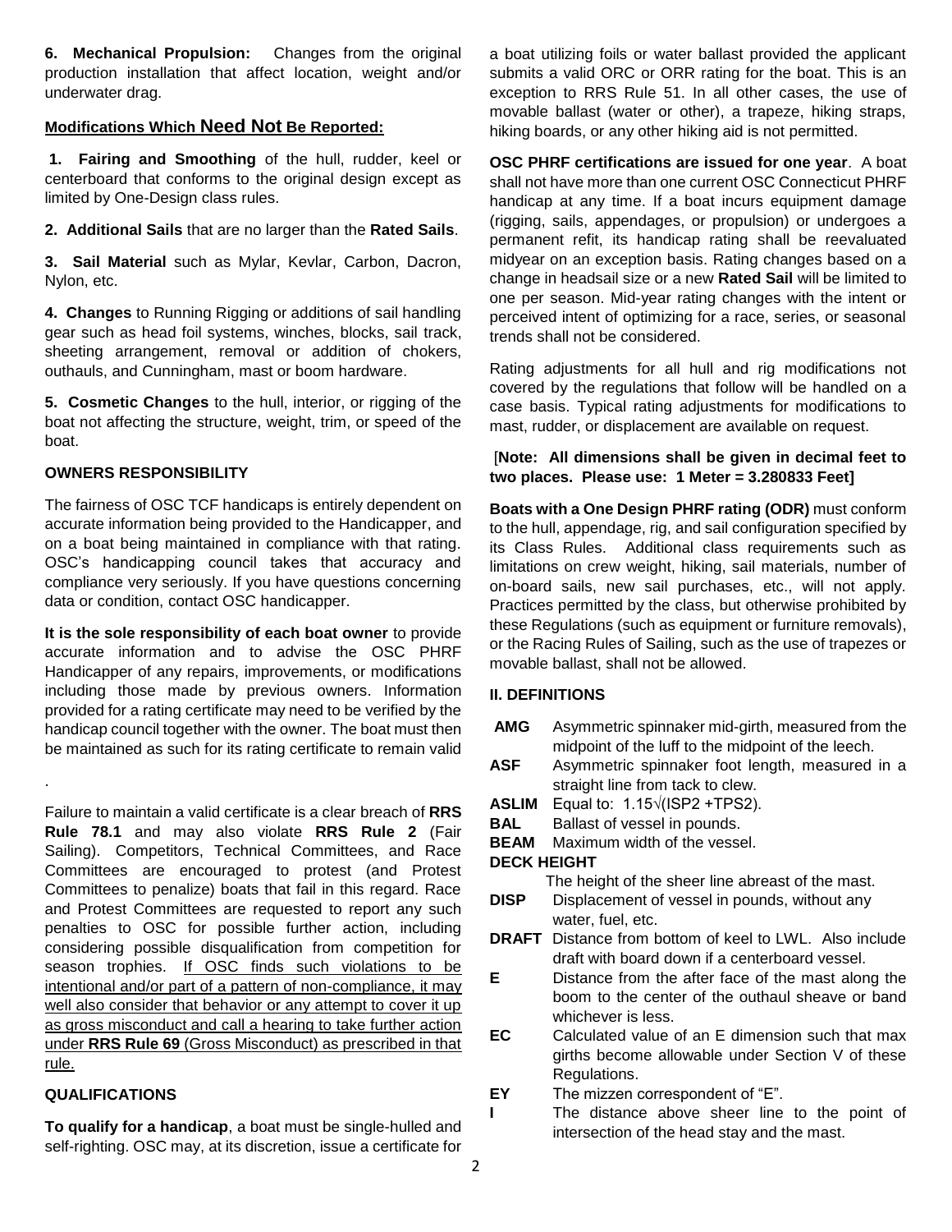**6. Mechanical Propulsion:** Changes from the original production installation that affect location, weight and/or underwater drag.

**Modifications Which Need Not Be Reported:**

**1. Fairing and Smoothing** of the hull, rudder, keel or centerboard that conforms to the original design except as limited by One-Design class rules.

**2. Additional Sails** that are no larger than the **Rated Sails**.

**3. Sail Material** such as Mylar, Kevlar, Carbon, Dacron, Nylon, etc.

**4. Changes** to Running Rigging or additions of sail handling gear such as head foil systems, winches, blocks, sail track, sheeting arrangement, removal or addition of chokers, outhauls, and Cunningham, mast or boom hardware.

**5. Cosmetic Changes** to the hull, interior, or rigging of the boat not affecting the structure, weight, trim, or speed of the boat.

**OWNERS RESPONSIBILITY**

The fairness of OSC TCF handicaps is entirely dependent on accurate information being provided to the Handicapper, and on a boat being maintained in compliance with that rating. OSC's handicapping council takes that accuracy and compliance very seriously. If you have questions concerning data or condition, contact OSC handicapper.

**It is the sole responsibility of each boat owner** to provide accurate information and to advise the OSC PHRF Handicapper of any repairs, improvements, or modifications including those made by previous owners. Information provided for a rating certificate may need to be verified by the handicap council together with the owner. The boat must then be maintained as such for its rating certificate to remain valid

.

Failure to maintain a valid certificate is a clear breach of **RRS Rule 78.1** and may also violate **RRS Rule 2** (Fair Sailing). Competitors, Technical Committees, and Race Committees are encouraged to protest (and Protest Committees to penalize) boats that fail in this regard. Race and Protest Committees are requested to report any such penalties to OSC for possible further action, including considering possible disqualification from competition for season trophies. <u>If OSC finds such violations to be intentional and/or part of a pattern of non-compliance, it may well also consider that behavior or any attempt to cover it up as gross misconduct and call a hearing to take further action under **RRS Rule 69** (Gross Misconduct) as prescribed in that rule.</u>

**QUALIFICATIONS**

**To qualify for a handicap**, a boat must be single-hulled and self-righting. OSC may, at its discretion, issue a certificate for a boat utilizing foils or water ballast provided the applicant submits a valid ORC or ORR rating for the boat. This is an exception to RRS Rule 51. In all other cases, the use of movable ballast (water or other), a trapeze, hiking straps, hiking boards, or any other hiking aid is not permitted.

**OSC PHRF certifications are issued for one year**. A boat shall not have more than one current OSC Connecticut PHRF handicap at any time. If a boat incurs equipment damage (rigging, sails, appendages, or propulsion) or undergoes a permanent refit, its handicap rating shall be reevaluated midyear on an exception basis. Rating changes based on a change in headsail size or a new **Rated Sail** will be limited to one per season. Mid-year rating changes with the intent or perceived intent of optimizing for a race, series, or seasonal trends shall not be considered.

Rating adjustments for all hull and rig modifications not covered by the regulations that follow will be handled on a case basis. Typical rating adjustments for modifications to mast, rudder, or displacement are available on request.

[**Note: All dimensions shall be given in decimal feet to two places. Please use: 1 Meter = 3.280833 Feet]**

**Boats with a One Design PHRF rating (ODR)** must conform to the hull, appendage, rig, and sail configuration specified by its Class Rules. Additional class requirements such as limitations on crew weight, hiking, sail materials, number of on-board sails, new sail purchases, etc., will not apply. Practices permitted by the class, but otherwise prohibited by these Regulations (such as equipment or furniture removals), or the Racing Rules of Sailing, such as the use of trapezes or movable ballast, shall not be allowed.

**II. DEFINITIONS**

**AMG** Asymmetric spinnaker mid-girth, measured from the midpoint of the luff to the midpoint of the leech.

**ASF** Asymmetric spinnaker foot length, measured in a straight line from tack to clew.

**ASLIM** Equal to: $1.15\sqrt{(ISP2 + TPS2)}$.

**BAL** Ballast of vessel in pounds.

**BEAM** Maximum width of the vessel.

**DECK HEIGHT** The height of the sheer line abreast of the mast.

**DISP** Displacement of vessel in pounds, without any water, fuel, etc.

**DRAFT** Distance from bottom of keel to LWL. Also include draft with board down if a centerboard vessel.

**E** Distance from the after face of the mast along the boom to the center of the outhaul sheave or band whichever is less.

**EC** Calculated value of an E dimension such that max girths become allowable under Section V of these Regulations.

**EY** The mizzen correspondent of "E".

**I** The distance above sheer line to the point of intersection of the head stay and the mast.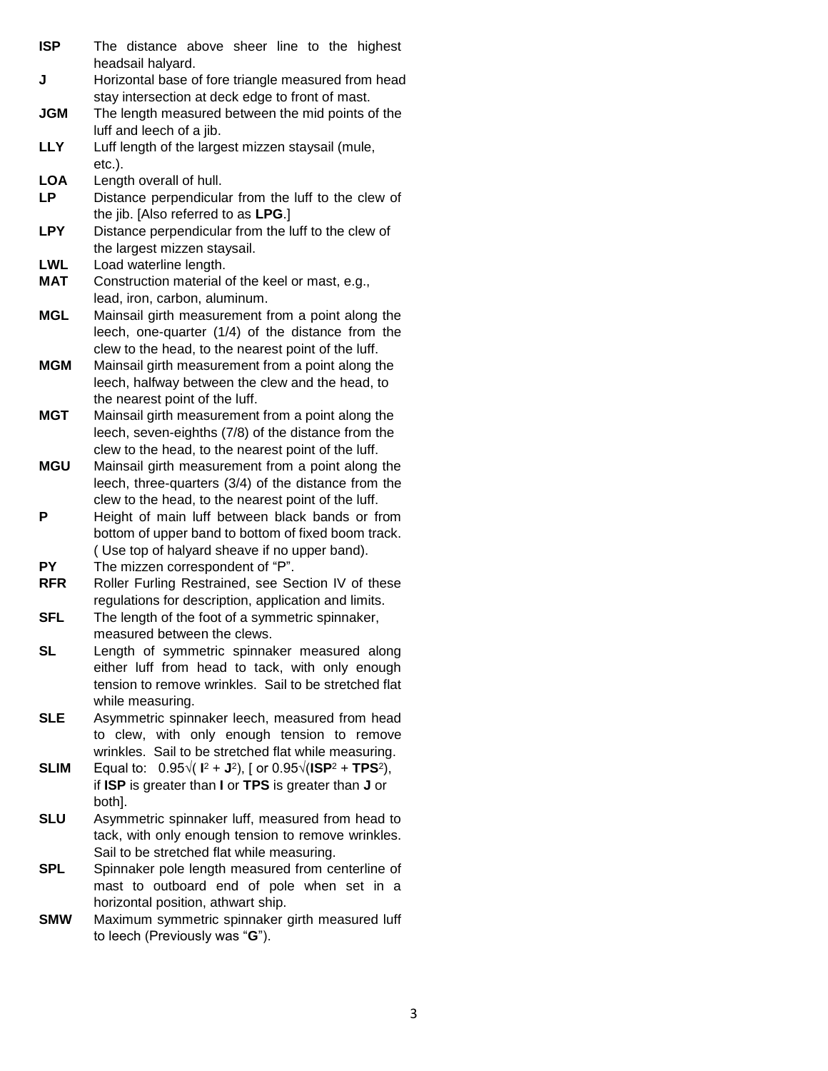**ISP** The distance above sheer line to the highest headsail halyard.

**J** Horizontal base of fore triangle measured from head stay intersection at deck edge to front of mast.

**JGM** The length measured between the mid points of the luff and leech of a jib.

**LLY** Luff length of the largest mizzen staysail (mule, etc.).

**LOA** Length overall of hull.

**LP** Distance perpendicular from the luff to the clew of the jib. [Also referred to as **LPG**.]

**LPY** Distance perpendicular from the luff to the clew of the largest mizzen staysail.

**LWL** Load waterline length.

**MAT** Construction material of the keel or mast, e.g., lead, iron, carbon, aluminum.

**MGL** Mainsail girth measurement from a point along the leech, one-quarter (1/4) of the distance from the clew to the head, to the nearest point of the luff.

**MGM** Mainsail girth measurement from a point along the leech, halfway between the clew and the head, to the nearest point of the luff.

**MGT** Mainsail girth measurement from a point along the leech, seven-eighths (7/8) of the distance from the clew to the head, to the nearest point of the luff.

**MGU** Mainsail girth measurement from a point along the leech, three-quarters (3/4) of the distance from the clew to the head, to the nearest point of the luff.

**P** Height of main luff between black bands or from bottom of upper band to bottom of fixed boom track. ( Use top of halyard sheave if no upper band).

**PY** The mizzen correspondent of "P".

**RFR** Roller Furling Restrained, see Section IV of these regulations for description, application and limits.

**SFL** The length of the foot of a symmetric spinnaker, measured between the clews.

**SL** Length of symmetric spinnaker measured along either luff from head to tack, with only enough tension to remove wrinkles. Sail to be stretched flat while measuring.

**SLE** Asymmetric spinnaker leech, measured from head to clew, with only enough tension to remove wrinkles. Sail to be stretched flat while measuring.

**SLIM** Equal to: $0.95\sqrt{(\mathbf{I}^2 + \mathbf{J}^2)}$, [ or $0.95\sqrt{(\mathbf{ISP}^2 + \mathbf{TPS}^2)}$, if **ISP** is greater than **I** or **TPS** is greater than **J** or both].

**SLU** Asymmetric spinnaker luff, measured from head to tack, with only enough tension to remove wrinkles. Sail to be stretched flat while measuring.

**SPL** Spinnaker pole length measured from centerline of mast to outboard end of pole when set in a horizontal position, athwart ship.

**SMW** Maximum symmetric spinnaker girth measured luff to leech (Previously was "**G**").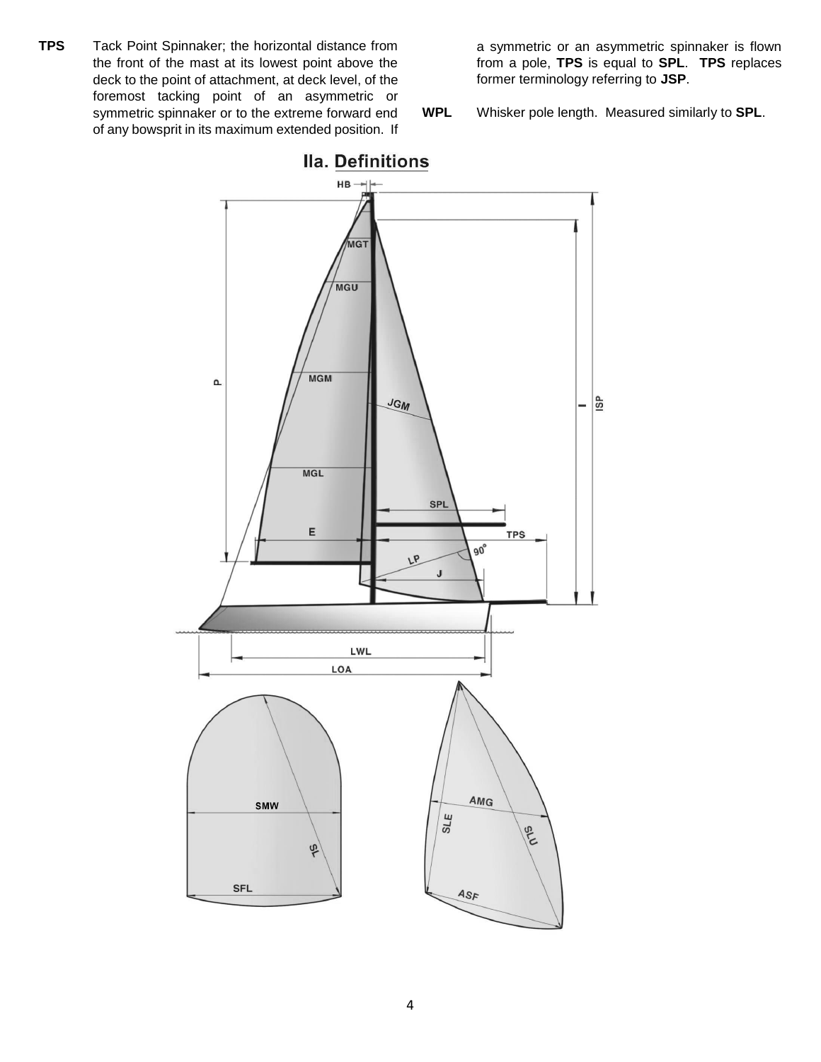**TPS** Tack Point Spinnaker; the horizontal distance from the front of the mast at its lowest point above the deck to the point of attachment, at deck level, of the foremost tacking point of an asymmetric or symmetric spinnaker or to the extreme forward end of any bowsprit in its maximum extended position. If a symmetric or an asymmetric spinnaker is flown from a pole, **TPS** is equal to **SPL**. **TPS** replaces former terminology referring to **JSP**.

**WPL** Whisker pole length. Measured similarly to **SPL**.

## IIa. Definitions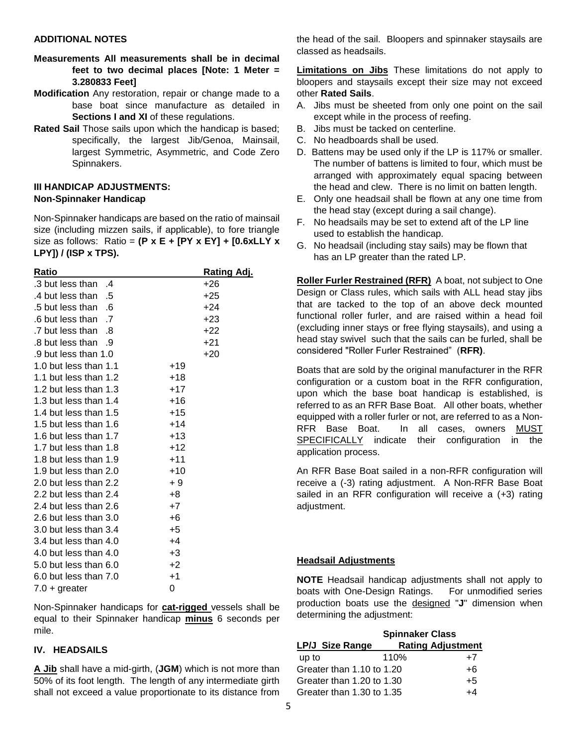**ADDITIONAL NOTES**

**Measurements All measurements shall be in decimal feet to two decimal places [Note: 1 Meter = 3.280833 Feet]**

**Modification** Any restoration, repair or change made to a base boat since manufacture as detailed in **Sections I and XI** of these regulations.

**Rated Sail** Those sails upon which the handicap is based; specifically, the largest Jib/Genoa, Mainsail, largest Symmetric, Asymmetric, and Code Zero Spinnakers.

### III HANDICAP ADJUSTMENTS:

**Non-Spinnaker Handicap**

Non-Spinnaker handicaps are based on the ratio of mainsail size (including mizzen sails, if applicable), to fore triangle size as follows: Ratio = **(P x E + [PY x EY] + [0.6xLLY x LPY]) / (ISP x TPS).**

| Ratio | Rating Adj. |
|---|---|
| .3 but less than .4 | +26 |
| .4 but less than .5 | +25 |
| .5 but less than .6 | +24 |
| .6 but less than .7 | +23 |
| .7 but less than .8 | +22 |
| .8 but less than .9 | +21 |
| .9 but less than 1.0 | +20 |
| 1.0 but less than 1.1 | +19 |
| 1.1 but less than 1.2 | +18 |
| 1.2 but less than 1.3 | +17 |
| 1.3 but less than 1.4 | +16 |
| 1.4 but less than 1.5 | +15 |
| 1.5 but less than 1.6 | +14 |
| 1.6 but less than 1.7 | +13 |
| 1.7 but less than 1.8 | +12 |
| 1.8 but less than 1.9 | +11 |
| 1.9 but less than 2.0 | +10 |
| 2.0 but less than 2.2 | + 9 |
| 2.2 but less than 2.4 | +8 |
| 2.4 but less than 2.6 | +7 |
| 2.6 but less than 3.0 | +6 |
| 3.0 but less than 3.4 | +5 |
| 3.4 but less than 4.0 | +4 |
| 4.0 but less than 4.0 | +3 |
| 5.0 but less than 6.0 | +2 |
| 6.0 but less than 7.0 | +1 |
| 7.0 + greater | 0 |

Non-Spinnaker handicaps for **cat-rigged** vessels shall be equal to their Spinnaker handicap **minus** 6 seconds per mile.

### IV. HEADSAILS

**A Jib** shall have a mid-girth, (**JGM**) which is not more than 50% of its foot length. The length of any intermediate girth shall not exceed a value proportionate to its distance from the head of the sail. Bloopers and spinnaker staysails are classed as headsails.

**Limitations on Jibs** These limitations do not apply to bloopers and staysails except their size may not exceed other **Rated Sails**.

A. Jibs must be sheeted from only one point on the sail except while in the process of reefing.
B. Jibs must be tacked on centerline.
C. No headboards shall be used.
D. Battens may be used only if the LP is 117% or smaller. The number of battens is limited to four, which must be arranged with approximately equal spacing between the head and clew. There is no limit on batten length.
E. Only one headsail shall be flown at any one time from the head stay (except during a sail change).
F. No headsails may be set to extend aft of the LP line used to establish the handicap.
G. No headsail (including stay sails) may be flown that has an LP greater than the rated LP.

**Roller Furler Restrained (RFR)** A boat, not subject to One Design or Class rules, which sails with ALL head stay jibs that are tacked to the top of an above deck mounted functional roller furler, and are raised within a head foil (excluding inner stays or free flying staysails), and using a head stay swivel such that the sails can be furled, shall be considered "Roller Furler Restrained" (**RFR)**.

Boats that are sold by the original manufacturer in the RFR configuration or a custom boat in the RFR configuration, upon which the base boat handicap is established, is referred to as an RFR Base Boat. All other boats, whether equipped with a roller furler or not, are referred to as a Non-RFR Base Boat. In all cases, owners MUST SPECIFICALLY indicate their configuration in the application process.

An RFR Base Boat sailed in a non-RFR configuration will receive a (-3) rating adjustment. A Non-RFR Base Boat sailed in an RFR configuration will receive a (+3) rating adjustment.

**Headsail Adjustments**

**NOTE** Headsail handicap adjustments shall not apply to boats with One-Design Ratings. For unmodified series production boats use the designed "**J**" dimension when determining the adjustment:

| | Spinnaker Class |
|---|---|
| **LP/J Size Range** | **Rating Adjustment** |
| up to 110% | +7 |
| Greater than 1.10 to 1.20 | +6 |
| Greater than 1.20 to 1.30 | +5 |
| Greater than 1.30 to 1.35 | +4 |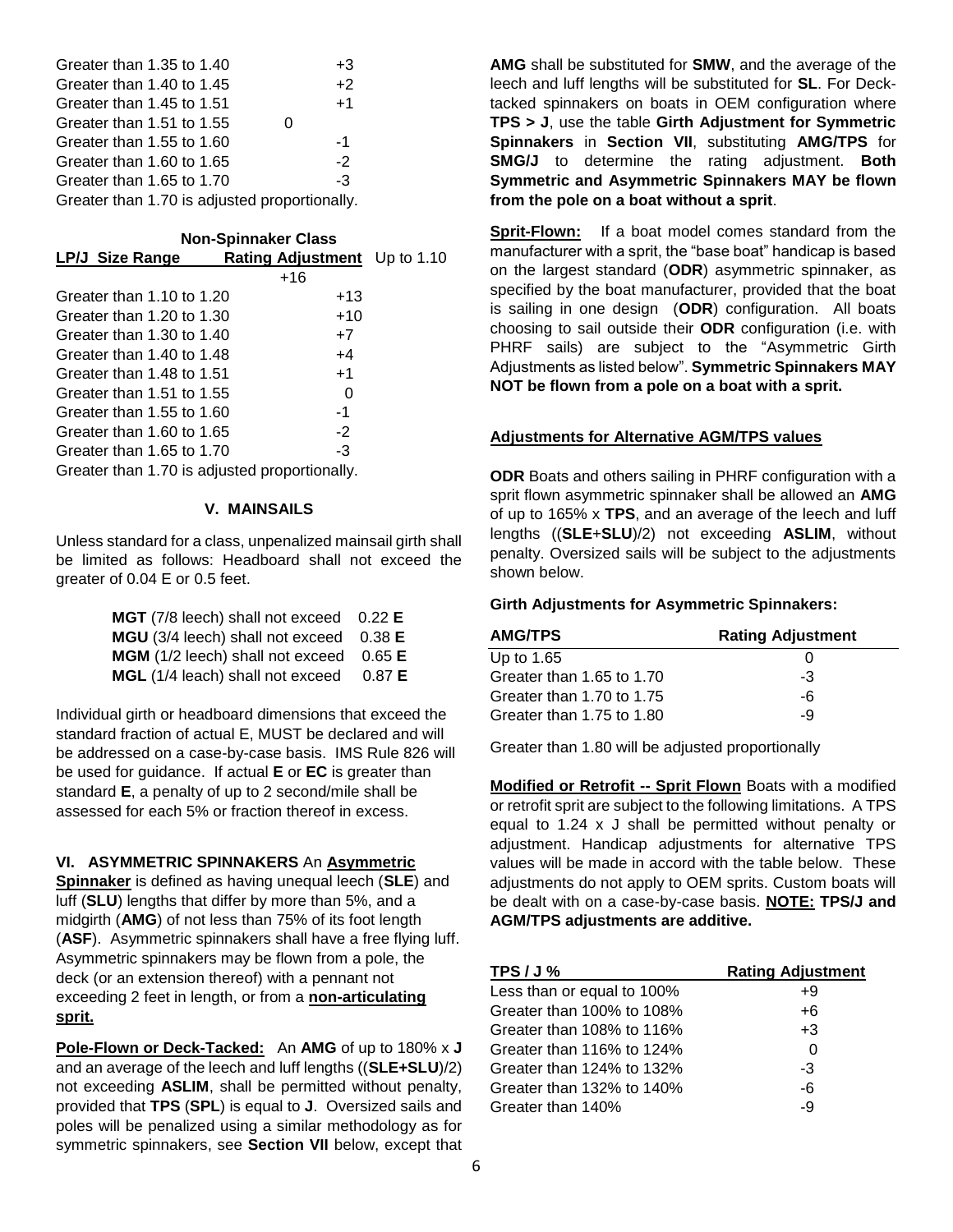| | |
|---|---|
| Greater than 1.35 to 1.40 | +3 |
| Greater than 1.40 to 1.45 | +2 |
| Greater than 1.45 to 1.51 | +1 |
| Greater than 1.51 to 1.55 | 0 |
| Greater than 1.55 to 1.60 | -1 |
| Greater than 1.60 to 1.65 | -2 |
| Greater than 1.65 to 1.70 | -3 |

Greater than 1.70 is adjusted proportionally.

**Non-Spinnaker Class**

| LP/J Size Range | Rating Adjustment |
|---|---|
| Up to 1.10 | +16 |
| Greater than 1.10 to 1.20 | +13 |
| Greater than 1.20 to 1.30 | +10 |
| Greater than 1.30 to 1.40 | +7 |
| Greater than 1.40 to 1.48 | +4 |
| Greater than 1.48 to 1.51 | +1 |
| Greater than 1.51 to 1.55 | 0 |
| Greater than 1.55 to 1.60 | -1 |
| Greater than 1.60 to 1.65 | -2 |
| Greater than 1.65 to 1.70 | -3 |

Greater than 1.70 is adjusted proportionally.

## V. MAINSAILS

Unless standard for a class, unpenalized mainsail girth shall be limited as follows: Headboard shall not exceed the greater of 0.04 E or 0.5 feet.

| | |
|---|---|
| **MGT** (7/8 leech) shall not exceed | 0.22 **E** |
| **MGU** (3/4 leech) shall not exceed | 0.38 **E** |
| **MGM** (1/2 leech) shall not exceed | 0.65 **E** |
| **MGL** (1/4 leach) shall not exceed | 0.87 **E** |

Individual girth or headboard dimensions that exceed the standard fraction of actual E, MUST be declared and will be addressed on a case-by-case basis. IMS Rule 826 will be used for guidance. If actual **E** or **EC** is greater than standard **E**, a penalty of up to 2 second/mile shall be assessed for each 5% or fraction thereof in excess.

## VI. ASYMMETRIC SPINNAKERS

An **Asymmetric Spinnaker** is defined as having unequal leech (**SLE**) and luff (**SLU**) lengths that differ by more than 5%, and a midgirth (**AMG**) of not less than 75% of its foot length (**ASF**). Asymmetric spinnakers shall have a free flying luff. Asymmetric spinnakers may be flown from a pole, the deck (or an extension thereof) with a pennant not exceeding 2 feet in length, or from a **non-articulating sprit.**

**Pole-Flown or Deck-Tacked:** An **AMG** of up to 180% x **J** and an average of the leech and luff lengths ((**SLE+SLU**)/2) not exceeding **ASLIM**, shall be permitted without penalty, provided that **TPS** (**SPL**) is equal to **J**. Oversized sails and poles will be penalized using a similar methodology as for symmetric spinnakers, see **Section VII** below, except that **AMG** shall be substituted for **SMW**, and the average of the leech and luff lengths will be substituted for **SL**. For Deck-tacked spinnakers on boats in OEM configuration where **TPS > J**, use the table **Girth Adjustment for Symmetric Spinnakers** in **Section VII**, substituting **AMG/TPS** for **SMG/J** to determine the rating adjustment. **Both Symmetric and Asymmetric Spinnakers MAY be flown from the pole on a boat without a sprit**.

**Sprit-Flown:** If a boat model comes standard from the manufacturer with a sprit, the "base boat" handicap is based on the largest standard (**ODR**) asymmetric spinnaker, as specified by the boat manufacturer, provided that the boat is sailing in one design (**ODR**) configuration. All boats choosing to sail outside their **ODR** configuration (i.e. with PHRF sails) are subject to the "Asymmetric Girth Adjustments as listed below". **Symmetric Spinnakers MAY NOT be flown from a pole on a boat with a sprit.**

**Adjustments for Alternative AGM/TPS values**

**ODR** Boats and others sailing in PHRF configuration with a sprit flown asymmetric spinnaker shall be allowed an **AMG** of up to 165% x **TPS**, and an average of the leech and luff lengths ((**SLE**+**SLU**)/2) not exceeding **ASLIM**, without penalty. Oversized sails will be subject to the adjustments shown below.

**Girth Adjustments for Asymmetric Spinnakers:**

| AMG/TPS | Rating Adjustment |
|---|---|
| Up to 1.65 | 0 |
| Greater than 1.65 to 1.70 | -3 |
| Greater than 1.70 to 1.75 | -6 |
| Greater than 1.75 to 1.80 | -9 |

Greater than 1.80 will be adjusted proportionally

**Modified or Retrofit -- Sprit Flown** Boats with a modified or retrofit sprit are subject to the following limitations. A TPS equal to 1.24 x J shall be permitted without penalty or adjustment. Handicap adjustments for alternative TPS values will be made in accord with the table below. These adjustments do not apply to OEM sprits. Custom boats will be dealt with on a case-by-case basis. **NOTE: TPS/J and AGM/TPS adjustments are additive.**

| TPS / J % | Rating Adjustment |
|---|---|
| Less than or equal to 100% | +9 |
| Greater than 100% to 108% | +6 |
| Greater than 108% to 116% | +3 |
| Greater than 116% to 124% | 0 |
| Greater than 124% to 132% | -3 |
| Greater than 132% to 140% | -6 |
| Greater than 140% | -9 |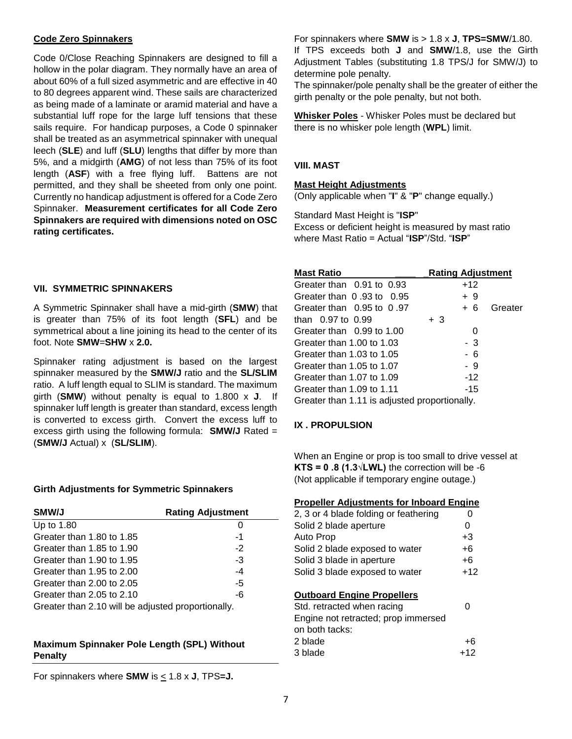## Code Zero Spinnakers

Code 0/Close Reaching Spinnakers are designed to fill a hollow in the polar diagram. They normally have an area of about 60% of a full sized asymmetric and are effective in 40 to 80 degrees apparent wind. These sails are characterized as being made of a laminate or aramid material and have a substantial luff rope for the large luff tensions that these sails require. For handicap purposes, a Code 0 spinnaker shall be treated as an asymmetrical spinnaker with unequal leech (**SLE**) and luff (**SLU**) lengths that differ by more than 5%, and a midgirth (**AMG**) of not less than 75% of its foot length (**ASF**) with a free flying luff. Battens are not permitted, and they shall be sheeted from only one point. Currently no handicap adjustment is offered for a Code Zero Spinnaker. **Measurement certificates for all Code Zero Spinnakers are required with dimensions noted on OSC rating certificates.**

## VII. SYMMETRIC SPINNAKERS

A Symmetric Spinnaker shall have a mid-girth (**SMW**) that is greater than 75% of its foot length (**SFL**) and be symmetrical about a line joining its head to the center of its foot. Note **SMW**=**SHW** x **2.0.**

Spinnaker rating adjustment is based on the largest spinnaker measured by the **SMW/J** ratio and the **SL/SLIM** ratio. A luff length equal to SLIM is standard. The maximum girth (**SMW**) without penalty is equal to 1.800 x **J**. If spinnaker luff length is greater than standard, excess length is converted to excess girth. Convert the excess luff to excess girth using the following formula: **SMW/J** Rated = (**SMW/J** Actual) x (**SL/SLIM**).

### Girth Adjustments for Symmetric Spinnakers

| SMW/J | Rating Adjustment |
|---|---|
| Up to 1.80 | 0 |
| Greater than 1.80 to 1.85 | -1 |
| Greater than 1.85 to 1.90 | -2 |
| Greater than 1.90 to 1.95 | -3 |
| Greater than 1.95 to 2.00 | -4 |
| Greater than 2.00 to 2.05 | -5 |
| Greater than 2.05 to 2.10 | -6 |

Greater than 2.10 will be adjusted proportionally.

### Maximum Spinnaker Pole Length (SPL) Without Penalty

For spinnakers where **SMW** is ≤ 1.8 x **J**, TPS**=J.**

For spinnakers where **SMW** is > 1.8 x **J**, **TPS=SMW**/1.80.
If TPS exceeds both **J** and **SMW**/1.8, use the Girth Adjustment Tables (substituting 1.8 TPS/J for SMW/J) to determine pole penalty.
The spinnaker/pole penalty shall be the greater of either the girth penalty or the pole penalty, but not both.

**Whisker Poles** - Whisker Poles must be declared but there is no whisker pole length (**WPL**) limit.

## VIII. MAST

### Mast Height Adjustments

(Only applicable when "**I**" & "**P**" change equally.)

Standard Mast Height is "**ISP**"
Excess or deficient height is measured by mast ratio where Mast Ratio = Actual "**ISP**"/Std. "**ISP**"

| Mast Ratio | Rating Adjustment |
|---|---|
| Greater than 0.91 to 0.93 | +12 |
| Greater than 0 .93 to 0.95 | + 9 |
| Greater than 0.95 to 0 .97 | + 6 |
| Greater than 0.97 to 0.99 | + 3 |
| Greater than 0.99 to 1.00 | 0 |
| Greater than 1.00 to 1.03 | - 3 |
| Greater than 1.03 to 1.05 | - 6 |
| Greater than 1.05 to 1.07 | - 9 |
| Greater than 1.07 to 1.09 | -12 |
| Greater than 1.09 to 1.11 | -15 |

Greater than 1.11 is adjusted proportionally.

## IX . PROPULSION

When an Engine or prop is too small to drive vessel at **KTS = 0 .8 (1.3√LWL)** the correction will be -6
(Not applicable if temporary engine outage.)

### Propeller Adjustments for Inboard Engine

| | |
|---|---|
| 2, 3 or 4 blade folding or feathering | 0 |
| Solid 2 blade aperture | 0 |
| Auto Prop | +3 |
| Solid 2 blade exposed to water | +6 |
| Solid 3 blade in aperture | +6 |
| Solid 3 blade exposed to water | +12 |

### Outboard Engine Propellers

| | |
|---|---|
| Std. retracted when racing | 0 |
| Engine not retracted; prop immersed on both tacks: | |
| 2 blade | +6 |
| 3 blade | +12 |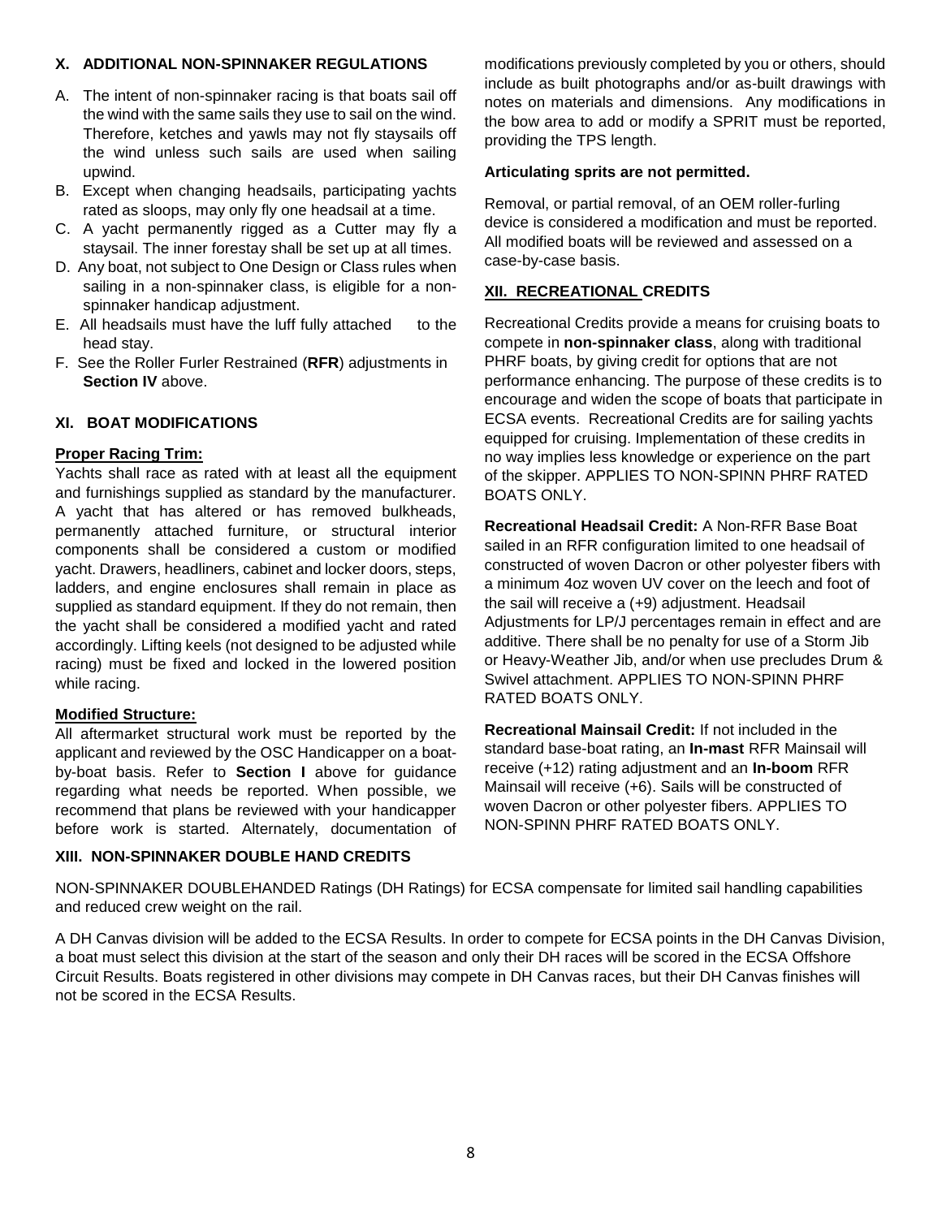### X. ADDITIONAL NON-SPINNAKER REGULATIONS

A. The intent of non-spinnaker racing is that boats sail off the wind with the same sails they use to sail on the wind. Therefore, ketches and yawls may not fly staysails off the wind unless such sails are used when sailing upwind.

B. Except when changing headsails, participating yachts rated as sloops, may only fly one headsail at a time.

C. A yacht permanently rigged as a Cutter may fly a staysail. The inner forestay shall be set up at all times.

D. Any boat, not subject to One Design or Class rules when sailing in a non-spinnaker class, is eligible for a non-spinnaker handicap adjustment.

E. All headsails must have the luff fully attached to the head stay.

F. See the Roller Furler Restrained (**RFR**) adjustments in **Section IV** above.

### XI. BOAT MODIFICATIONS

**Proper Racing Trim:**

Yachts shall race as rated with at least all the equipment and furnishings supplied as standard by the manufacturer. A yacht that has altered or has removed bulkheads, permanently attached furniture, or structural interior components shall be considered a custom or modified yacht. Drawers, headliners, cabinet and locker doors, steps, ladders, and engine enclosures shall remain in place as supplied as standard equipment. If they do not remain, then the yacht shall be considered a modified yacht and rated accordingly. Lifting keels (not designed to be adjusted while racing) must be fixed and locked in the lowered position while racing.

**Modified Structure:**

All aftermarket structural work must be reported by the applicant and reviewed by the OSC Handicapper on a boat-by-boat basis. Refer to **Section I** above for guidance regarding what needs be reported. When possible, we recommend that plans be reviewed with your handicapper before work is started. Alternately, documentation of modifications previously completed by you or others, should include as built photographs and/or as-built drawings with notes on materials and dimensions. Any modifications in the bow area to add or modify a SPRIT must be reported, providing the TPS length.

**Articulating sprits are not permitted.**

Removal, or partial removal, of an OEM roller-furling device is considered a modification and must be reported. All modified boats will be reviewed and assessed on a case-by-case basis.

### XII. RECREATIONAL CREDITS

Recreational Credits provide a means for cruising boats to compete in **non-spinnaker class**, along with traditional PHRF boats, by giving credit for options that are not performance enhancing. The purpose of these credits is to encourage and widen the scope of boats that participate in ECSA events. Recreational Credits are for sailing yachts equipped for cruising. Implementation of these credits in no way implies less knowledge or experience on the part of the skipper. APPLIES TO NON-SPINN PHRF RATED BOATS ONLY.

**Recreational Headsail Credit:** A Non-RFR Base Boat sailed in an RFR configuration limited to one headsail of constructed of woven Dacron or other polyester fibers with a minimum 4oz woven UV cover on the leech and foot of the sail will receive a (+9) adjustment. Headsail Adjustments for LP/J percentages remain in effect and are additive. There shall be no penalty for use of a Storm Jib or Heavy-Weather Jib, and/or when use precludes Drum & Swivel attachment. APPLIES TO NON-SPINN PHRF RATED BOATS ONLY.

**Recreational Mainsail Credit:** If not included in the standard base-boat rating, an **In-mast** RFR Mainsail will receive (+12) rating adjustment and an **In-boom** RFR Mainsail will receive (+6). Sails will be constructed of woven Dacron or other polyester fibers. APPLIES TO NON-SPINN PHRF RATED BOATS ONLY.

### XIII. NON-SPINNAKER DOUBLE HAND CREDITS

NON-SPINNAKER DOUBLEHANDED Ratings (DH Ratings) for ECSA compensate for limited sail handling capabilities and reduced crew weight on the rail.

A DH Canvas division will be added to the ECSA Results. In order to compete for ECSA points in the DH Canvas Division, a boat must select this division at the start of the season and only their DH races will be scored in the ECSA Offshore Circuit Results. Boats registered in other divisions may compete in DH Canvas races, but their DH Canvas finishes will not be scored in the ECSA Results.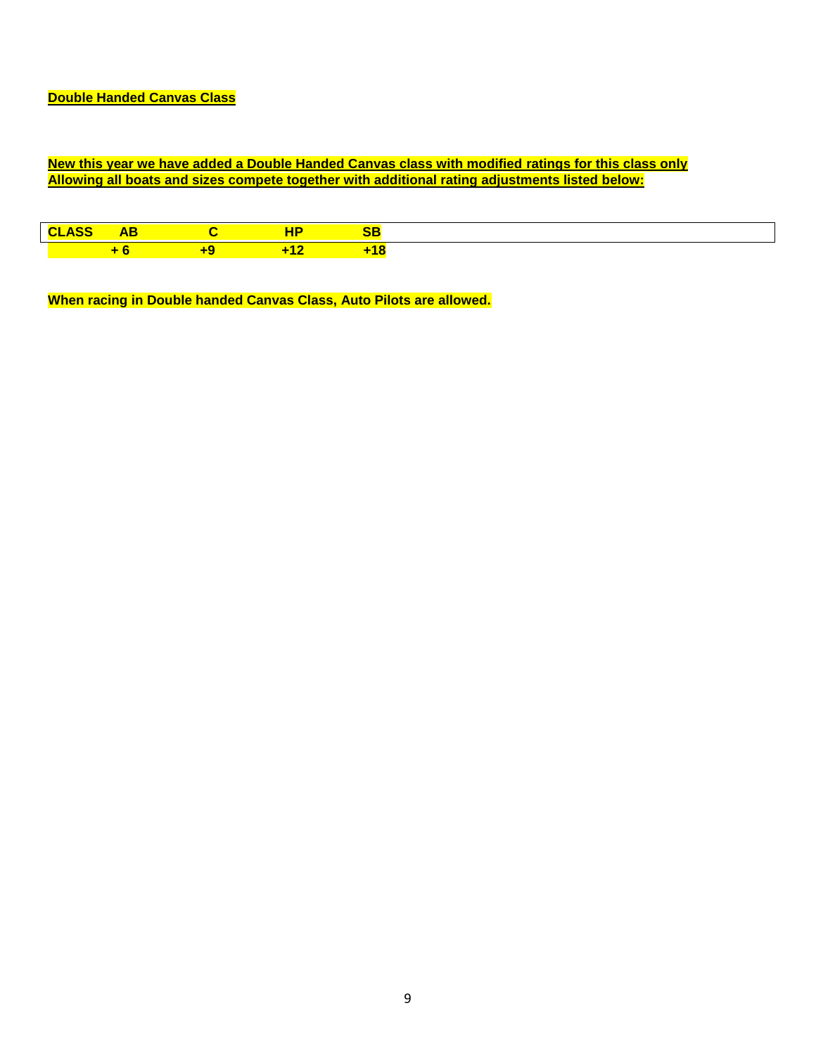**Double Handed Canvas Class**

**New this year we have added a Double Handed Canvas class with modified ratings for this class only**
**Allowing all boats and sizes compete together with additional rating adjustments listed below:**

| CLASS | AB | C | HP | SB |
|---|---|---|---|---|
| | + 6 | +9 | +12 | +18 |

**When racing in Double handed Canvas Class, Auto Pilots are allowed.**